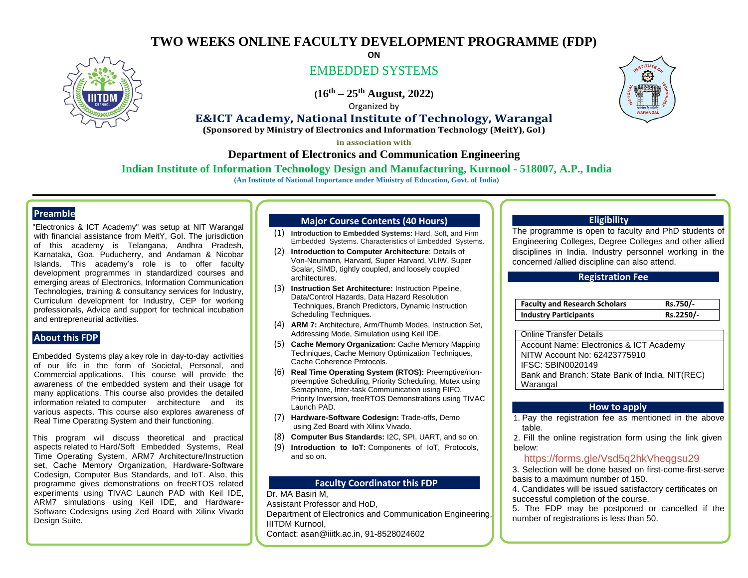# TWO WEEKS ONLINE FACULTY DEVELOPMENT PROGRAMME (FDP)

**ON**

## EMBEDDED SYSTEMS

**(16th – 25th August, 2022)**

Organized by

**E&ICT Academy, National Institute of Technology, Warangal**

**(Sponsored by Ministry of Electronics and Information Technology (MeitY), GoI)**

**in association with**

**Department of Electronics and Communication Engineering**

**Indian Institute of Information Technology Design and Manufacturing, Kurnool - 518007, A.P., India**

**(An Institute of National Importance under Ministry of Education, Govt. of India)**

---

## Preamble

"Electronics & ICT Academy" was setup at NIT Warangal with financial assistance from MeitY, GoI. The jurisdiction of this academy is Telangana, Andhra Pradesh, Karnataka, Goa, Puducherry, and Andaman & Nicobar Islands. This academy's role is to offer faculty development programmes in standardized courses and emerging areas of Electronics, Information Communication Technologies, training & consultancy services for Industry, Curriculum development for Industry, CEP for working professionals, Advice and support for technical incubation and entrepreneurial activities.

## About this FDP

Embedded Systems play a key role in day-to-day activities of our life in the form of Societal, Personal, and Commercial applications. This course will provide the awareness of the embedded system and their usage for many applications. This course also provides the detailed information related to computer architecture and its various aspects. This course also explores awareness of Real Time Operating System and their functioning.

This program will discuss theoretical and practical aspects related to Hard/Soft Embedded Systems, Real Time Operating System, ARM7 Architecture/Instruction set, Cache Memory Organization, Hardware-Software Codesign, Computer Bus Standards, and IoT. Also, this programme gives demonstrations on freeRTOS related experiments using TIVAC Launch PAD with Keil IDE, ARM7 simulations using Keil IDE, and Hardware-Software Codesigns using Zed Board with Xilinx Vivado Design Suite.

## Major Course Contents (40 Hours)

(1) **Introduction to Embedded Systems:** Hard, Soft, and Firm Embedded Systems. Characteristics of Embedded Systems.

(2) **Introduction to Computer Architecture**: Details of Von-Neumann, Harvard, Super Harvard, VLIW, Super Scalar, SIMD, tightly coupled, and loosely coupled architectures.

(3) **Instruction Set Architecture:** Instruction Pipeline, Data/Control Hazards, Data Hazard Resolution Techniques, Branch Predictors, Dynamic Instruction Scheduling Techniques.

(4) **ARM 7:** Architecture, Arm/Thumb Modes, Instruction Set, Addressing Mode, Simulation using Keil IDE.

(5) **Cache Memory Organization:** Cache Memory Mapping Techniques, Cache Memory Optimization Techniques, Cache Coherence Protocols.

(6) **Real Time Operating System (RTOS):** Preemptive/non-preemptive Scheduling, Priority Scheduling, Mutex using Semaphore, Inter-task Communication using FIFO, Priority Inversion, freeRTOS Demonstrations using TIVAC Launch PAD.

(7) **Hardware-Software Codesign:** Trade-offs, Demo using Zed Board with Xilinx Vivado.

(8) **Computer Bus Standards:** I2C, SPI, UART, and so on.

(9) **Introduction to IoT:** Components of IoT, Protocols, and so on.

## Faculty Coordinator this FDP

Dr. MA Basiri M,
Assistant Professor and HoD,
Department of Electronics and Communication Engineering,
IIITDM Kurnool,
Contact: asan@iiitk.ac.in, 91-8528024602

## Eligibility

The programme is open to faculty and PhD students of Engineering Colleges, Degree Colleges and other allied disciplines in India. Industry personnel working in the concerned /allied discipline can also attend.

## Registration Fee

| Category | Fee |
|---|---|
| **Faculty and Research Scholars** | **Rs.750/-** |
| **Industry Participants** | **Rs.2250/-** |

| Online Transfer Details |
|---|
| Account Name: Electronics & ICT Academy<br>NITW Account No: 62423775910<br>IFSC: SBIN0020149<br>Bank and Branch: State Bank of India, NIT(REC) Warangal |

## How to apply

1. Pay the registration fee as mentioned in the above table.
2. Fill the online registration form using the link given below:

   https://forms.gle/Vsd5q2hkVheqgsu29

3. Selection will be done based on first-come-first-serve basis to a maximum number of 150.
4. Candidates will be issued satisfactory certificates on successful completion of the course.
5. The FDP may be postponed or cancelled if the number of registrations is less than 50.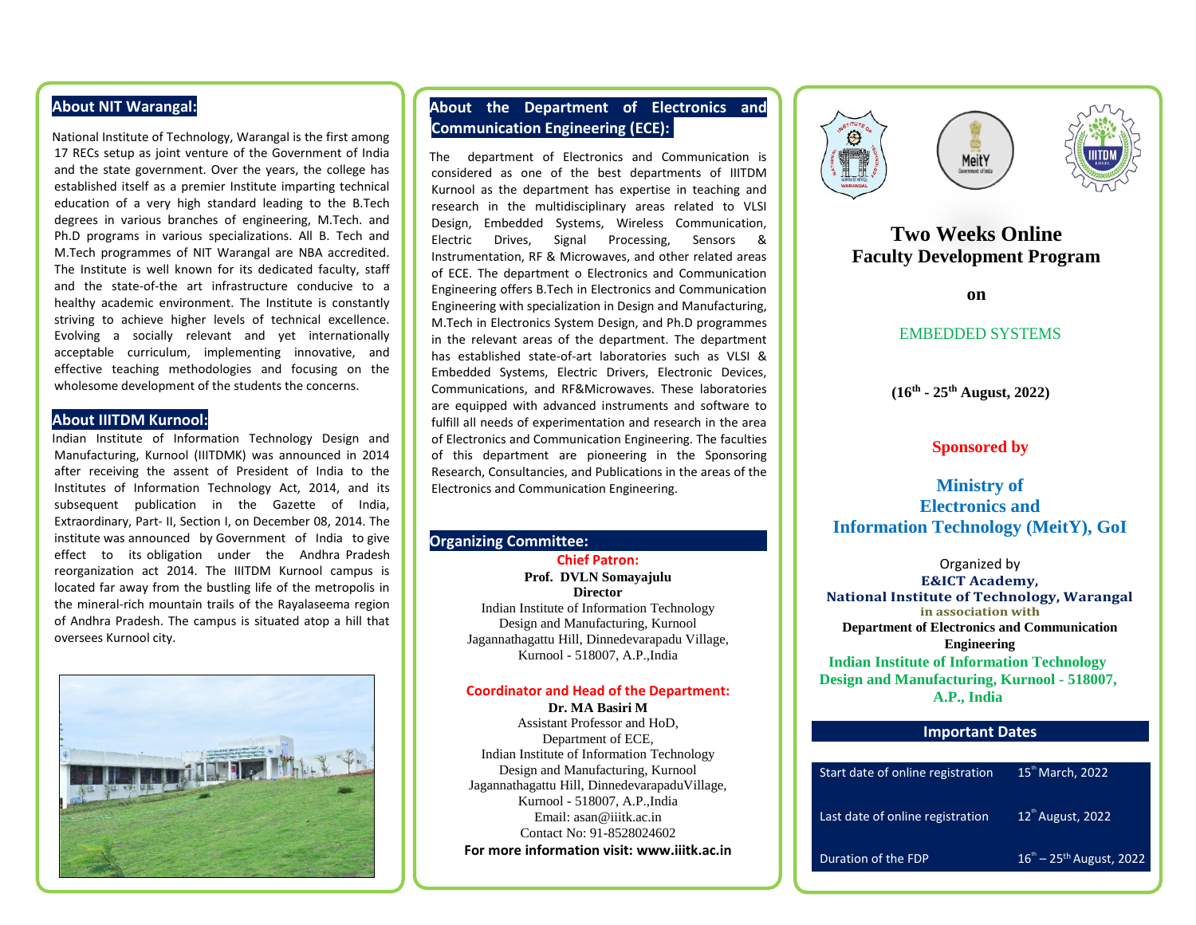## About NIT Warangal:

National Institute of Technology, Warangal is the first among 17 RECs setup as joint venture of the Government of India and the state government. Over the years, the college has established itself as a premier Institute imparting technical education of a very high standard leading to the B.Tech degrees in various branches of engineering, M.Tech. and Ph.D programs in various specializations. All B. Tech and M.Tech programmes of NIT Warangal are NBA accredited. The Institute is well known for its dedicated faculty, staff and the state-of-the art infrastructure conducive to a healthy academic environment. The Institute is constantly striving to achieve higher levels of technical excellence. Evolving a socially relevant and yet internationally acceptable curriculum, implementing innovative, and effective teaching methodologies and focusing on the wholesome development of the students the concerns.

## About IIITDM Kurnool:

Indian Institute of Information Technology Design and Manufacturing, Kurnool (IIITDMK) was announced in 2014 after receiving the assent of President of India to the Institutes of Information Technology Act, 2014, and its subsequent publication in the Gazette of India, Extraordinary, Part- II, Section I, on December 08, 2014. The institute was announced by Government of India to give effect to its obligation under the Andhra Pradesh reorganization act 2014. The IIITDM Kurnool campus is located far away from the bustling life of the metropolis in the mineral-rich mountain trails of the Rayalaseema region of Andhra Pradesh. The campus is situated atop a hill that oversees Kurnool city.

## About the Department of Electronics and Communication Engineering (ECE):

The department of Electronics and Communication is considered as one of the best departments of IIITDM Kurnool as the department has expertise in teaching and research in the multidisciplinary areas related to VLSI Design, Embedded Systems, Wireless Communication, Electric Drives, Signal Processing, Sensors & Instrumentation, RF & Microwaves, and other related areas of ECE. The department o Electronics and Communication Engineering offers B.Tech in Electronics and Communication Engineering with specialization in Design and Manufacturing, M.Tech in Electronics System Design, and Ph.D programmes in the relevant areas of the department. The department has established state-of-art laboratories such as VLSI & Embedded Systems, Electric Drivers, Electronic Devices, Communications, and RF&Microwaves. These laboratories are equipped with advanced instruments and software to fulfill all needs of experimentation and research in the area of Electronics and Communication Engineering. The faculties of this department are pioneering in the Sponsoring Research, Consultancies, and Publications in the areas of the Electronics and Communication Engineering.

## Organizing Committee:

**Chief Patron:**

**Prof. DVLN Somayajulu**
**Director**
Indian Institute of Information Technology
Design and Manufacturing, Kurnool
Jagannathagattu Hill, Dinnedevarapadu Village,
Kurnool - 518007, A.P.,India

**Coordinator and Head of the Department:**

**Dr. MA Basiri M**
Assistant Professor and HoD,
Department of ECE,
Indian Institute of Information Technology
Design and Manufacturing, Kurnool
Jagannathagattu Hill, DinnedevarapaduVillage,
Kurnool - 518007, A.P.,India
Email: asan@iiitk.ac.in
Contact No: 91-8528024602

**For more information visit: www.iiitk.ac.in**

# Two Weeks Online
# Faculty Development Program

**on**

EMBEDDED SYSTEMS

**(16th - 25th August, 2022)**

**Sponsored by**

**Ministry of Electronics and Information Technology (MeitY), GoI**

Organized by
**E&ICT Academy,**
**National Institute of Technology, Warangal**
**in association with**
**Department of Electronics and Communication Engineering**
**Indian Institute of Information Technology Design and Manufacturing, Kurnool - 518007, A.P., India**

## Important Dates

| | |
|---|---|
| Start date of online registration | 15th March, 2022 |
| Last date of online registration | 12th August, 2022 |
| Duration of the FDP | 16th – 25th August, 2022 |